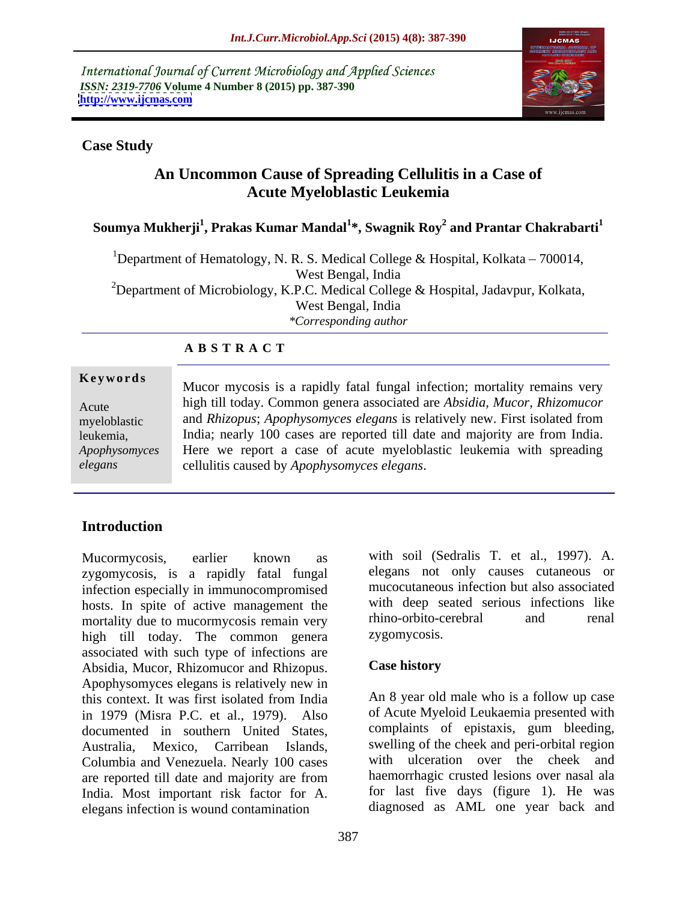International Journal of Current Microbiology and Applied Sciences
*ISSN: 2319-7706* **Volume 4 Number 8 (2015) pp. 387-390**
**http://www.ijcmas.com**

**Case Study**

# An Uncommon Cause of Spreading Cellulitis in a Case of Acute Myeloblastic Leukemia

**Soumya Mukherji[1], Prakas Kumar Mandal[1]\*, Swagnik Roy[2] and Prantar Chakrabarti[1]**

[1]Department of Hematology, N. R. S. Medical College & Hospital, Kolkata – 700014, West Bengal, India
[2]Department of Microbiology, K.P.C. Medical College & Hospital, Jadavpur, Kolkata, West Bengal, India
*\*Corresponding author*

**A B S T R A C T**

**Keywords**

Acute myeloblastic leukemia, *Apophysomyces elegans*

Mucor mycosis is a rapidly fatal fungal infection; mortality remains very high till today. Common genera associated are *Absidia, Mucor, Rhizomucor* and *Rhizopus*; *Apophysomyces elegans* is relatively new. First isolated from India; nearly 100 cases are reported till date and majority are from India. Here we report a case of acute myeloblastic leukemia with spreading cellulitis caused by *Apophysomyces elegans*.

## Introduction

Mucormycosis, earlier known as zygomycosis, is a rapidly fatal fungal infection especially in immunocompromised hosts. In spite of active management the mortality due to mucormycosis remain very high till today. The common genera associated with such type of infections are Absidia, Mucor, Rhizomucor and Rhizopus. Apophysomyces elegans is relatively new in this context. It was first isolated from India in 1979 (Misra P.C. et al., 1979). Also documented in southern United States, Australia, Mexico, Carribean Islands, Columbia and Venezuela. Nearly 100 cases are reported till date and majority are from India. Most important risk factor for A. elegans infection is wound contamination with soil (Sedralis T. et al., 1997). A. elegans not only causes cutaneous or mucocutaneous infection but also associated with deep seated serious infections like rhino-orbito-cerebral and renal zygomycosis.

## Case history

An 8 year old male who is a follow up case of Acute Myeloid Leukaemia presented with complaints of epistaxis, gum bleeding, swelling of the cheek and peri-orbital region with ulceration over the cheek and haemorrhagic crusted lesions over nasal ala for last five days (figure 1). He was diagnosed as AML one year back and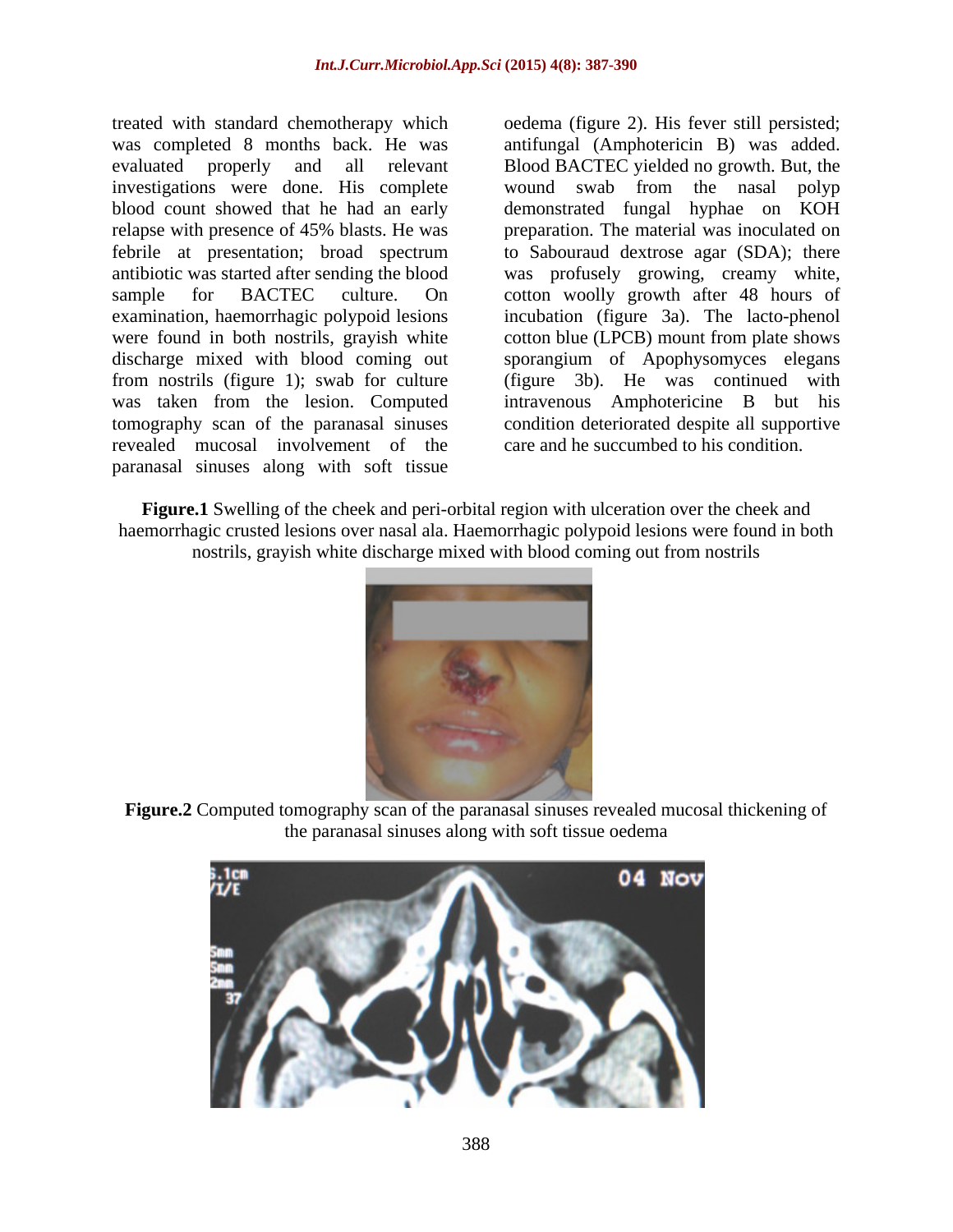treated with standard chemotherapy which was completed 8 months back. He was evaluated properly and all relevant investigations were done. His complete blood count showed that he had an early relapse with presence of 45% blasts. He was febrile at presentation; broad spectrum antibiotic was started after sending the blood sample for BACTEC culture. On examination, haemorrhagic polypoid lesions were found in both nostrils, grayish white discharge mixed with blood coming out from nostrils (figure 1); swab for culture was taken from the lesion. Computed tomography scan of the paranasal sinuses revealed mucosal involvement of the paranasal sinuses along with soft tissue oedema (figure 2). His fever still persisted; antifungal (Amphotericin B) was added. Blood BACTEC yielded no growth. But, the wound swab from the nasal polyp demonstrated fungal hyphae on KOH preparation. The material was inoculated on to Sabouraud dextrose agar (SDA); there was profusely growing, creamy white, cotton woolly growth after 48 hours of incubation (figure 3a). The lacto-phenol cotton blue (LPCB) mount from plate shows sporangium of Apophysomyces elegans (figure 3b). He was continued with intravenous Amphotericine B but his condition deteriorated despite all supportive care and he succumbed to his condition.

**Figure.1** Swelling of the cheek and peri-orbital region with ulceration over the cheek and haemorrhagic crusted lesions over nasal ala. Haemorrhagic polypoid lesions were found in both nostrils, grayish white discharge mixed with blood coming out from nostrils

**Figure.2** Computed tomography scan of the paranasal sinuses revealed mucosal thickening of the paranasal sinuses along with soft tissue oedema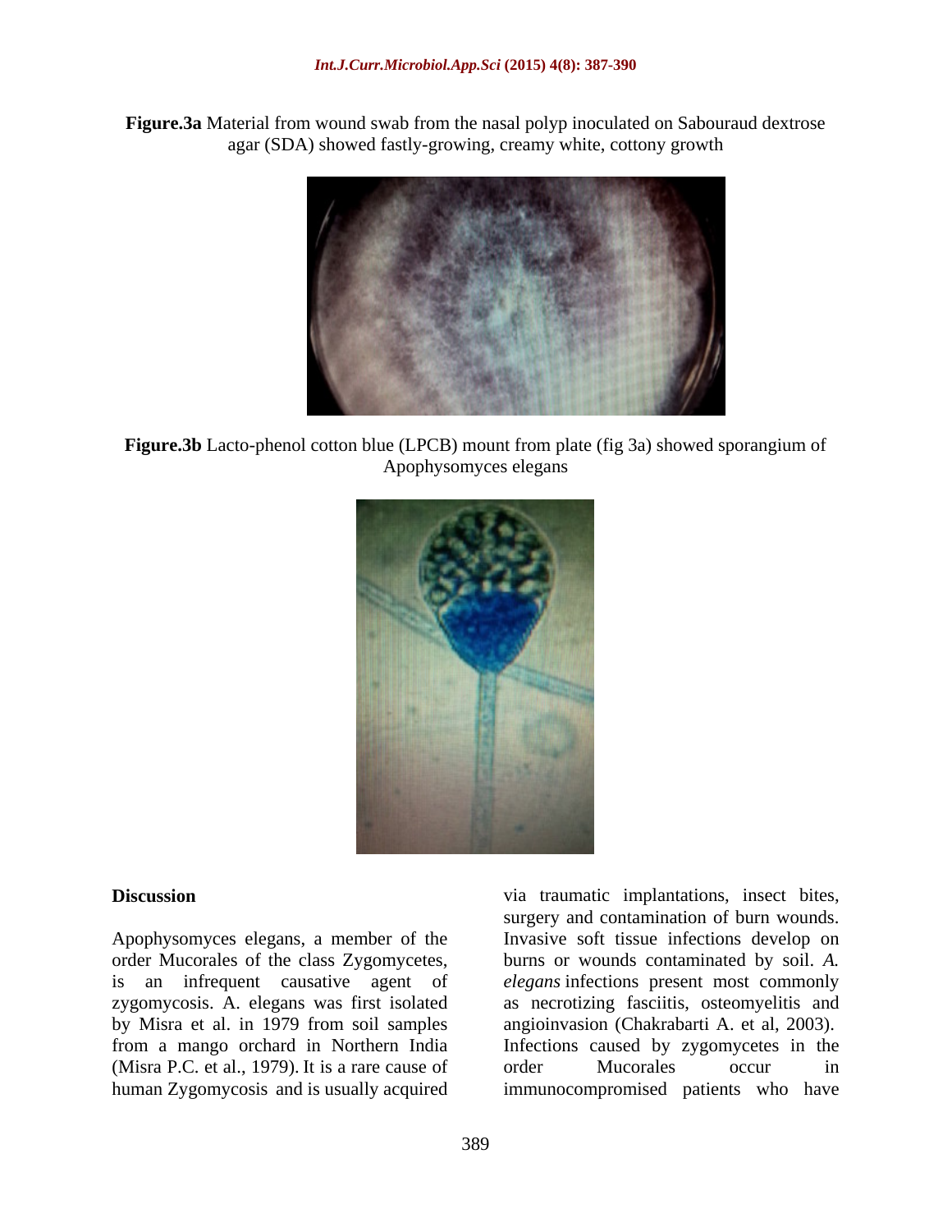**Figure.3a** Material from wound swab from the nasal polyp inoculated on Sabouraud dextrose agar (SDA) showed fastly-growing, creamy white, cottony growth

**Figure.3b** Lacto-phenol cotton blue (LPCB) mount from plate (fig 3a) showed sporangium of Apophysomyces elegans

## Discussion

Apophysomyces elegans, a member of the order Mucorales of the class Zygomycetes, is an infrequent causative agent of zygomycosis. A. elegans was first isolated by Misra et al. in 1979 from soil samples from a mango orchard in Northern India (Misra P.C. et al., 1979). It is a rare cause of human Zygomycosis and is usually acquired via traumatic implantations, insect bites, surgery and contamination of burn wounds. Invasive soft tissue infections develop on burns or wounds contaminated by soil. *A. elegans* infections present most commonly as necrotizing fasciitis, osteomyelitis and angioinvasion (Chakrabarti A. et al, 2003). Infections caused by zygomycetes in the order Mucorales occur in immunocompromised patients who have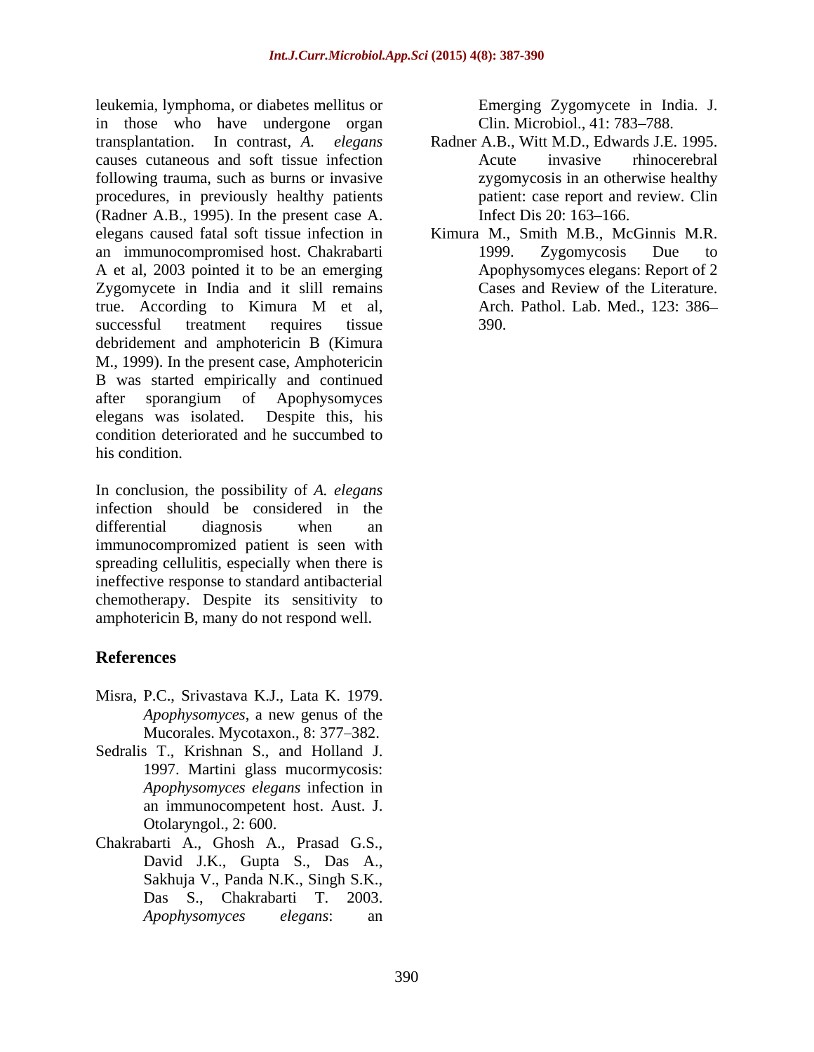leukemia, lymphoma, or diabetes mellitus or in those who have undergone organ transplantation. In contrast, *A. elegans* causes cutaneous and soft tissue infection following trauma, such as burns or invasive procedures, in previously healthy patients (Radner A.B., 1995). In the present case A. elegans caused fatal soft tissue infection in an immunocompromised host. Chakrabarti A et al, 2003 pointed it to be an emerging Zygomycete in India and it slill remains true. According to Kimura M et al, successful treatment requires tissue debridement and amphotericin B (Kimura M., 1999). In the present case, Amphotericin B was started empirically and continued after sporangium of Apophysomyces elegans was isolated. Despite this, his condition deteriorated and he succumbed to his condition.

In conclusion, the possibility of *A. elegans* infection should be considered in the differential diagnosis when an immunocompromized patient is seen with spreading cellulitis, especially when there is ineffective response to standard antibacterial chemotherapy. Despite its sensitivity to amphotericin B, many do not respond well.

## References

Misra, P.C., Srivastava K.J., Lata K. 1979. *Apophysomyces*, a new genus of the Mucorales. Mycotaxon., 8: 377–382.

Sedralis T., Krishnan S., and Holland J. 1997. Martini glass mucormycosis: *Apophysomyces elegans* infection in an immunocompetent host. Aust. J. Otolaryngol., 2: 600.

Chakrabarti A., Ghosh A., Prasad G.S., David J.K., Gupta S., Das A., Sakhuja V., Panda N.K., Singh S.K., Das S., Chakrabarti T. 2003. *Apophysomyces elegans*: an Emerging Zygomycete in India. J. Clin. Microbiol., 41: 783–788.

Radner A.B., Witt M.D., Edwards J.E. 1995. Acute invasive rhinocerebral zygomycosis in an otherwise healthy patient: case report and review. Clin Infect Dis 20: 163–166.

Kimura M., Smith M.B., McGinnis M.R. 1999. Zygomycosis Due to Apophysomyces elegans: Report of 2 Cases and Review of the Literature. Arch. Pathol. Lab. Med., 123: 386–390.